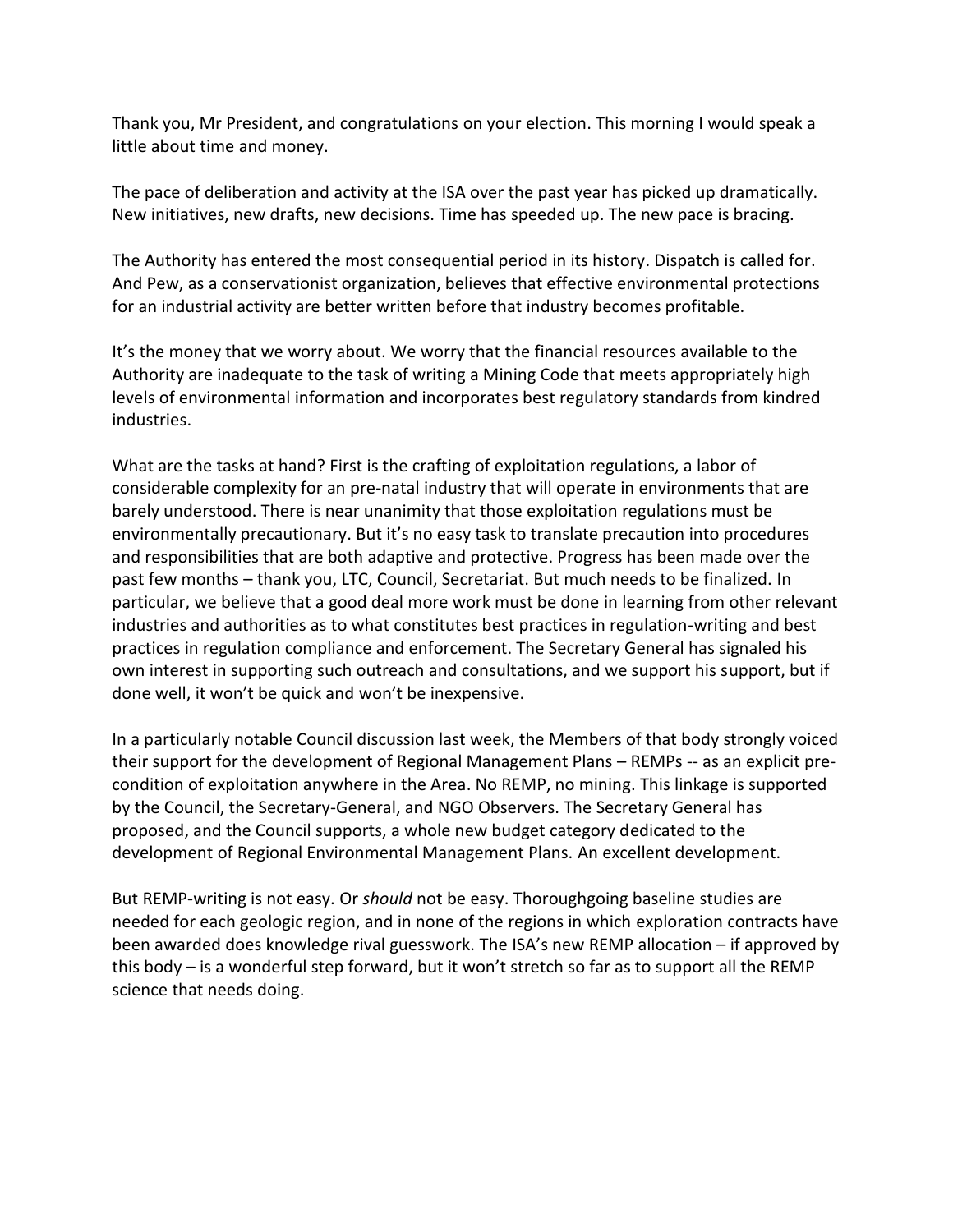Thank you, Mr President, and congratulations on your election. This morning I would speak a little about time and money.

The pace of deliberation and activity at the ISA over the past year has picked up dramatically. New initiatives, new drafts, new decisions. Time has speeded up. The new pace is bracing.

The Authority has entered the most consequential period in its history. Dispatch is called for. And Pew, as a conservationist organization, believes that effective environmental protections for an industrial activity are better written before that industry becomes profitable.

It's the money that we worry about. We worry that the financial resources available to the Authority are inadequate to the task of writing a Mining Code that meets appropriately high levels of environmental information and incorporates best regulatory standards from kindred industries.

What are the tasks at hand? First is the crafting of exploitation regulations, a labor of considerable complexity for an pre-natal industry that will operate in environments that are barely understood. There is near unanimity that those exploitation regulations must be environmentally precautionary. But it's no easy task to translate precaution into procedures and responsibilities that are both adaptive and protective. Progress has been made over the past few months – thank you, LTC, Council, Secretariat. But much needs to be finalized. In particular, we believe that a good deal more work must be done in learning from other relevant industries and authorities as to what constitutes best practices in regulation-writing and best practices in regulation compliance and enforcement. The Secretary General has signaled his own interest in supporting such outreach and consultations, and we support his support, but if done well, it won't be quick and won't be inexpensive.

In a particularly notable Council discussion last week, the Members of that body strongly voiced their support for the development of Regional Management Plans – REMPs -- as an explicit pre-condition of exploitation anywhere in the Area. No REMP, no mining. This linkage is supported by the Council, the Secretary-General, and NGO Observers. The Secretary General has proposed, and the Council supports, a whole new budget category dedicated to the development of Regional Environmental Management Plans. An excellent development.

But REMP-writing is not easy. Or *should* not be easy. Thoroughgoing baseline studies are needed for each geologic region, and in none of the regions in which exploration contracts have been awarded does knowledge rival guesswork. The ISA's new REMP allocation – if approved by this body – is a wonderful step forward, but it won't stretch so far as to support all the REMP science that needs doing.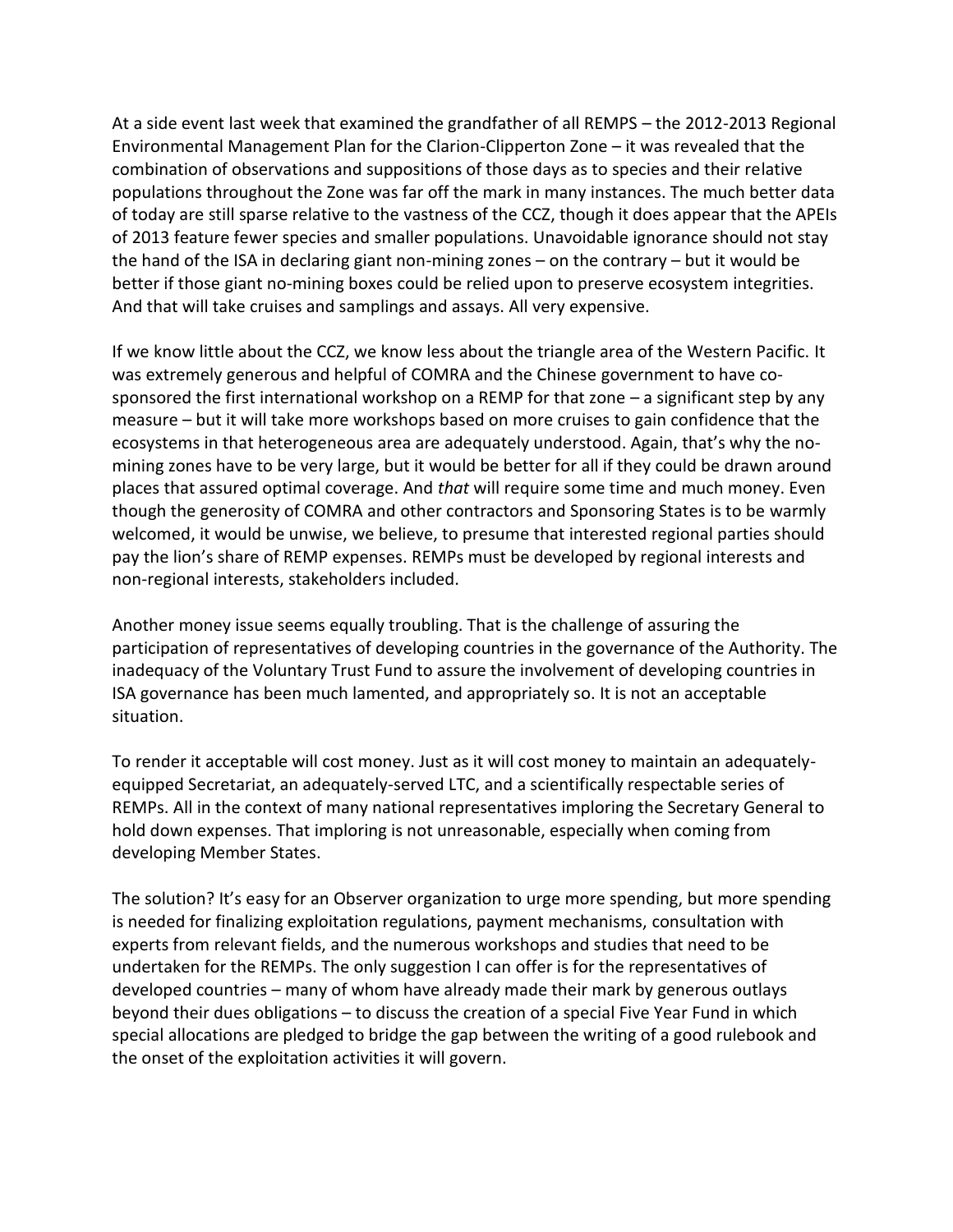At a side event last week that examined the grandfather of all REMPS – the 2012-2013 Regional Environmental Management Plan for the Clarion-Clipperton Zone – it was revealed that the combination of observations and suppositions of those days as to species and their relative populations throughout the Zone was far off the mark in many instances. The much better data of today are still sparse relative to the vastness of the CCZ, though it does appear that the APEIs of 2013 feature fewer species and smaller populations. Unavoidable ignorance should not stay the hand of the ISA in declaring giant non-mining zones – on the contrary – but it would be better if those giant no-mining boxes could be relied upon to preserve ecosystem integrities. And that will take cruises and samplings and assays. All very expensive.

If we know little about the CCZ, we know less about the triangle area of the Western Pacific. It was extremely generous and helpful of COMRA and the Chinese government to have co-sponsored the first international workshop on a REMP for that zone – a significant step by any measure – but it will take more workshops based on more cruises to gain confidence that the ecosystems in that heterogeneous area are adequately understood. Again, that's why the no-mining zones have to be very large, but it would be better for all if they could be drawn around places that assured optimal coverage. And *that* will require some time and much money. Even though the generosity of COMRA and other contractors and Sponsoring States is to be warmly welcomed, it would be unwise, we believe, to presume that interested regional parties should pay the lion's share of REMP expenses. REMPs must be developed by regional interests and non-regional interests, stakeholders included.

Another money issue seems equally troubling. That is the challenge of assuring the participation of representatives of developing countries in the governance of the Authority. The inadequacy of the Voluntary Trust Fund to assure the involvement of developing countries in ISA governance has been much lamented, and appropriately so. It is not an acceptable situation.

To render it acceptable will cost money. Just as it will cost money to maintain an adequately-equipped Secretariat, an adequately-served LTC, and a scientifically respectable series of REMPs. All in the context of many national representatives imploring the Secretary General to hold down expenses. That imploring is not unreasonable, especially when coming from developing Member States.

The solution? It's easy for an Observer organization to urge more spending, but more spending is needed for finalizing exploitation regulations, payment mechanisms, consultation with experts from relevant fields, and the numerous workshops and studies that need to be undertaken for the REMPs. The only suggestion I can offer is for the representatives of developed countries – many of whom have already made their mark by generous outlays beyond their dues obligations – to discuss the creation of a special Five Year Fund in which special allocations are pledged to bridge the gap between the writing of a good rulebook and the onset of the exploitation activities it will govern.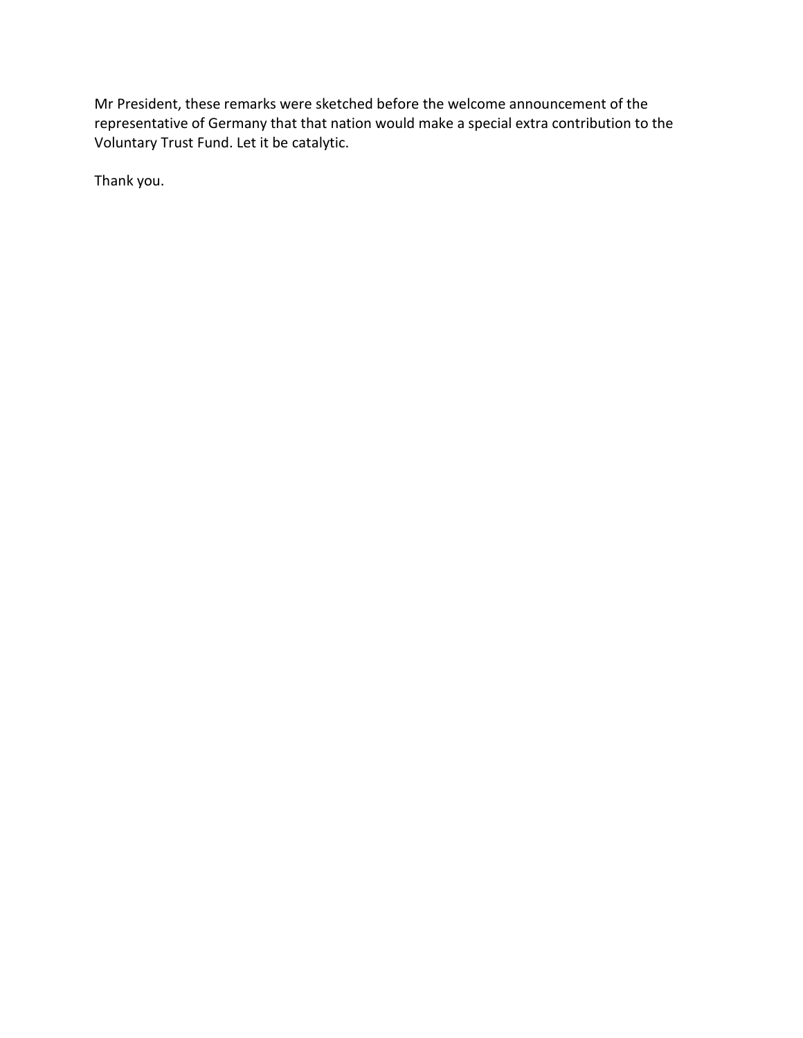Mr President, these remarks were sketched before the welcome announcement of the representative of Germany that that nation would make a special extra contribution to the Voluntary Trust Fund. Let it be catalytic.

Thank you.